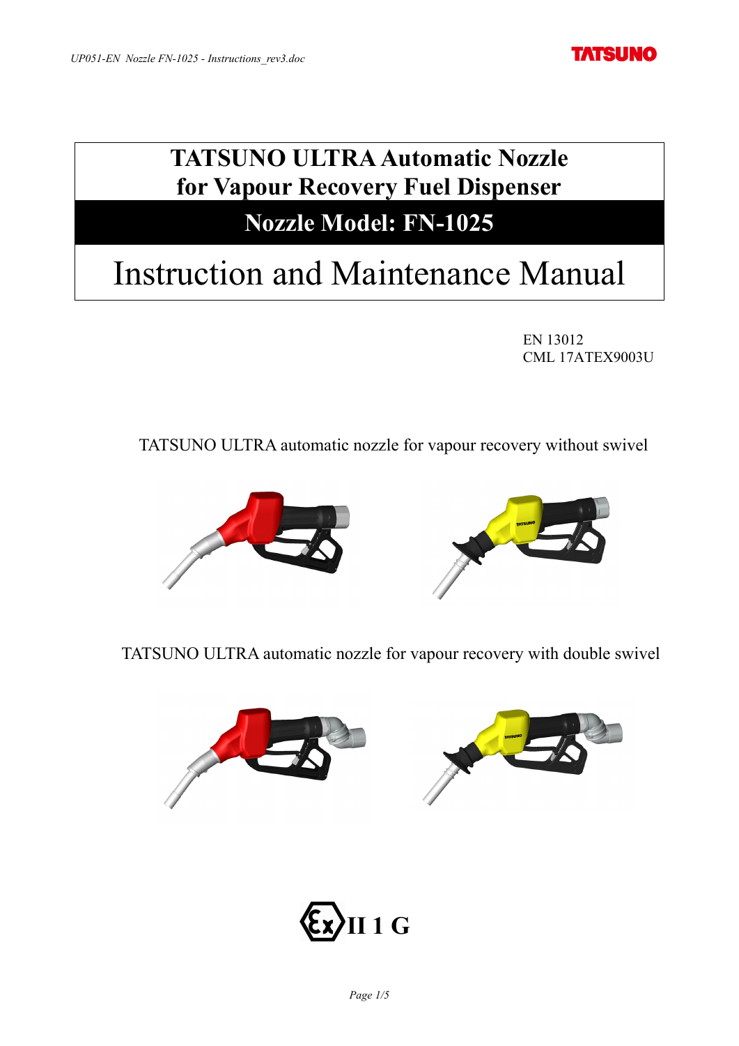# TATSUNO ULTRA Automatic Nozzle for Vapour Recovery Fuel Dispenser

## Nozzle Model: FN-1025

# Instruction and Maintenance Manual

EN 13012
CML 17ATEX9003U

TATSUNO ULTRA automatic nozzle for vapour recovery without swivel

TATSUNO ULTRA automatic nozzle for vapour recovery with double swivel

II 1 G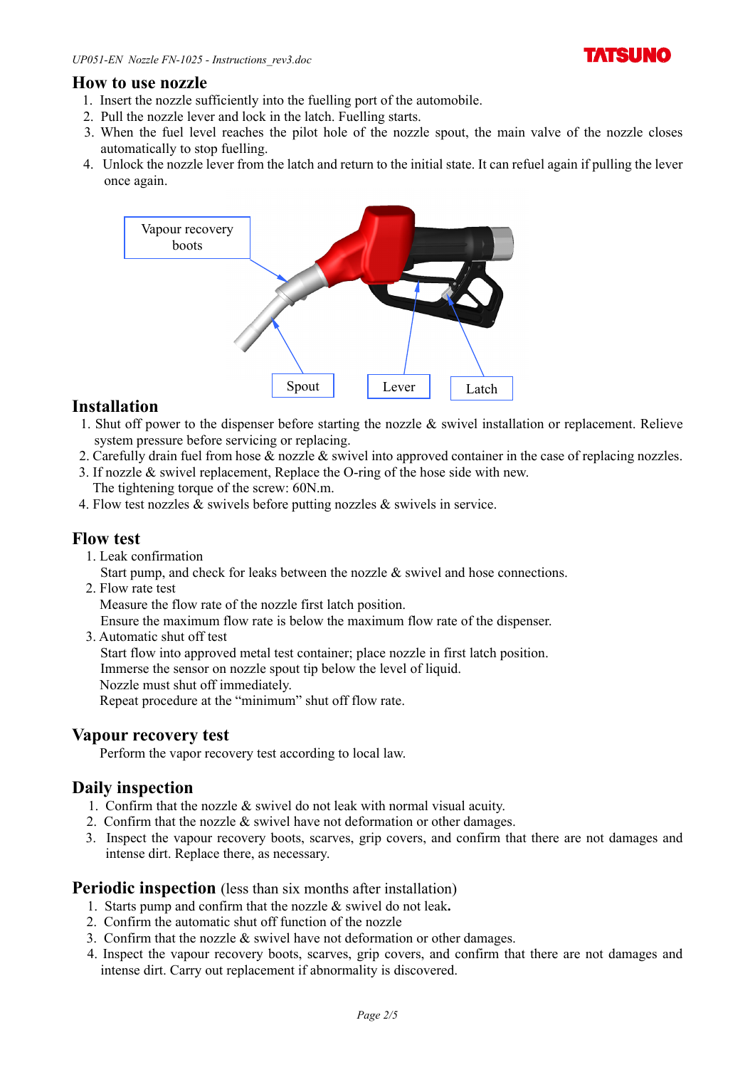## How to use nozzle

1. Insert the nozzle sufficiently into the fuelling port of the automobile.
2. Pull the nozzle lever and lock in the latch. Fuelling starts.
3. When the fuel level reaches the pilot hole of the nozzle spout, the main valve of the nozzle closes automatically to stop fuelling.
4. Unlock the nozzle lever from the latch and return to the initial state. It can refuel again if pulling the lever once again.

Vapour recovery boots

Spout

Lever

Latch

## Installation

1. Shut off power to the dispenser before starting the nozzle & swivel installation or replacement. Relieve system pressure before servicing or replacing.
2. Carefully drain fuel from hose & nozzle & swivel into approved container in the case of replacing nozzles.
3. If nozzle & swivel replacement, Replace the O-ring of the hose side with new.
   The tightening torque of the screw: 60N.m.
4. Flow test nozzles & swivels before putting nozzles & swivels in service.

## Flow test

1. Leak confirmation
   Start pump, and check for leaks between the nozzle & swivel and hose connections.
2. Flow rate test
   Measure the flow rate of the nozzle first latch position.
   Ensure the maximum flow rate is below the maximum flow rate of the dispenser.
3. Automatic shut off test
   Start flow into approved metal test container; place nozzle in first latch position.
   Immerse the sensor on nozzle spout tip below the level of liquid.
   Nozzle must shut off immediately.
   Repeat procedure at the "minimum" shut off flow rate.

## Vapour recovery test

Perform the vapor recovery test according to local law.

## Daily inspection

1. Confirm that the nozzle & swivel do not leak with normal visual acuity.
2. Confirm that the nozzle & swivel have not deformation or other damages.
3. Inspect the vapour recovery boots, scarves, grip covers, and confirm that there are not damages and intense dirt. Replace there, as necessary.

## Periodic inspection (less than six months after installation)

1. Starts pump and confirm that the nozzle & swivel do not leak**.**
2. Confirm the automatic shut off function of the nozzle
3. Confirm that the nozzle & swivel have not deformation or other damages.
4. Inspect the vapour recovery boots, scarves, grip covers, and confirm that there are not damages and intense dirt. Carry out replacement if abnormality is discovered.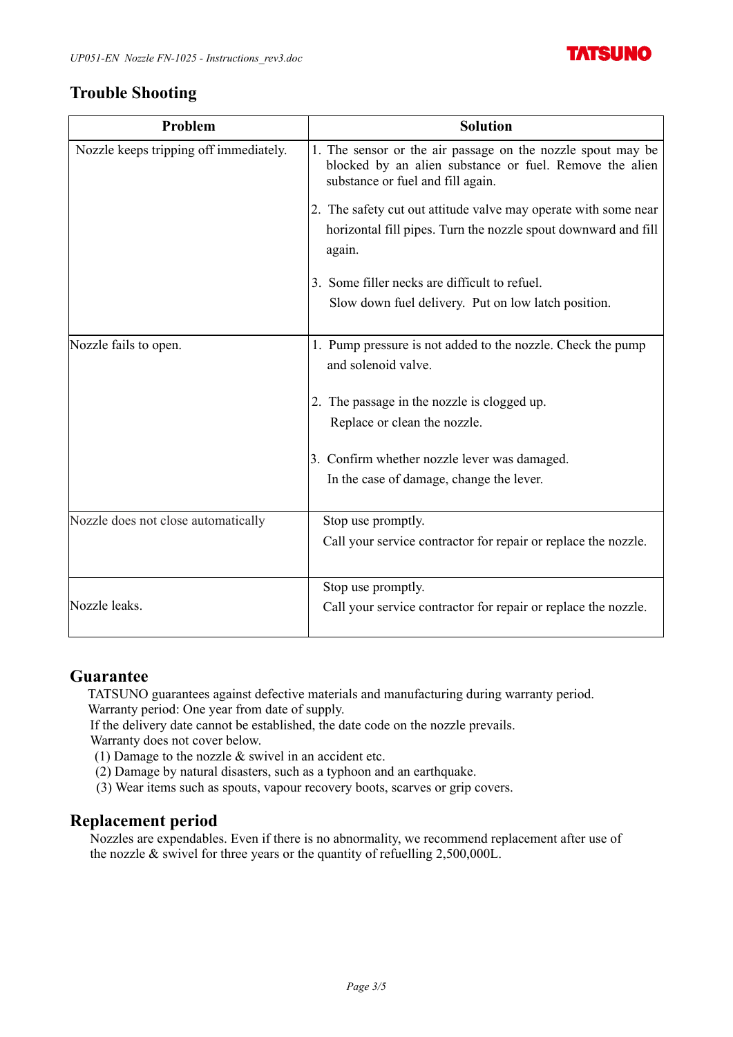## Trouble Shooting

| Problem | Solution |
|---|---|
| Nozzle keeps tripping off immediately. | 1. The sensor or the air passage on the nozzle spout may be blocked by an alien substance or fuel. Remove the alien substance or fuel and fill again.<br>2. The safety cut out attitude valve may operate with some near horizontal fill pipes. Turn the nozzle spout downward and fill again.<br>3. Some filler necks are difficult to refuel. Slow down fuel delivery. Put on low latch position. |
| Nozzle fails to open. | 1. Pump pressure is not added to the nozzle. Check the pump and solenoid valve.<br>2. The passage in the nozzle is clogged up. Replace or clean the nozzle.<br>3. Confirm whether nozzle lever was damaged. In the case of damage, change the lever. |
| Nozzle does not close automatically | Stop use promptly.<br>Call your service contractor for repair or replace the nozzle. |
| Nozzle leaks. | Stop use promptly.<br>Call your service contractor for repair or replace the nozzle. |

## Guarantee

TATSUNO guarantees against defective materials and manufacturing during warranty period.
Warranty period: One year from date of supply.
If the delivery date cannot be established, the date code on the nozzle prevails.
Warranty does not cover below.

(1) Damage to the nozzle & swivel in an accident etc.
(2) Damage by natural disasters, such as a typhoon and an earthquake.
(3) Wear items such as spouts, vapour recovery boots, scarves or grip covers.

## Replacement period

Nozzles are expendables. Even if there is no abnormality, we recommend replacement after use of the nozzle & swivel for three years or the quantity of refuelling 2,500,000L.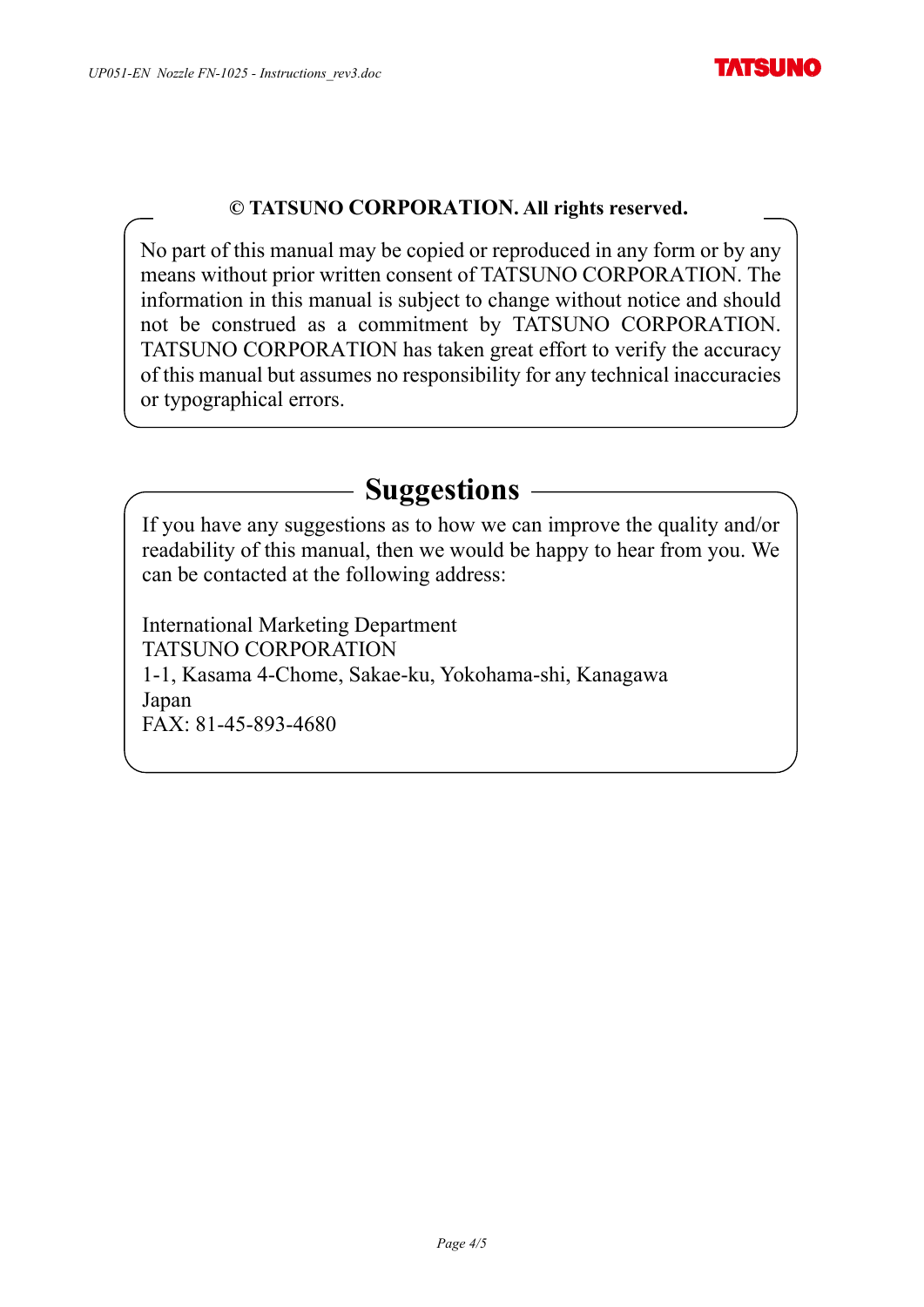**© TATSUNO CORPORATION. All rights reserved.**

No part of this manual may be copied or reproduced in any form or by any means without prior written consent of TATSUNO CORPORATION. The information in this manual is subject to change without notice and should not be construed as a commitment by TATSUNO CORPORATION. TATSUNO CORPORATION has taken great effort to verify the accuracy of this manual but assumes no responsibility for any technical inaccuracies or typographical errors.

## Suggestions

If you have any suggestions as to how we can improve the quality and/or readability of this manual, then we would be happy to hear from you. We can be contacted at the following address:

International Marketing Department
TATSUNO CORPORATION
1-1, Kasama 4-Chome, Sakae-ku, Yokohama-shi, Kanagawa
Japan
FAX: 81-45-893-4680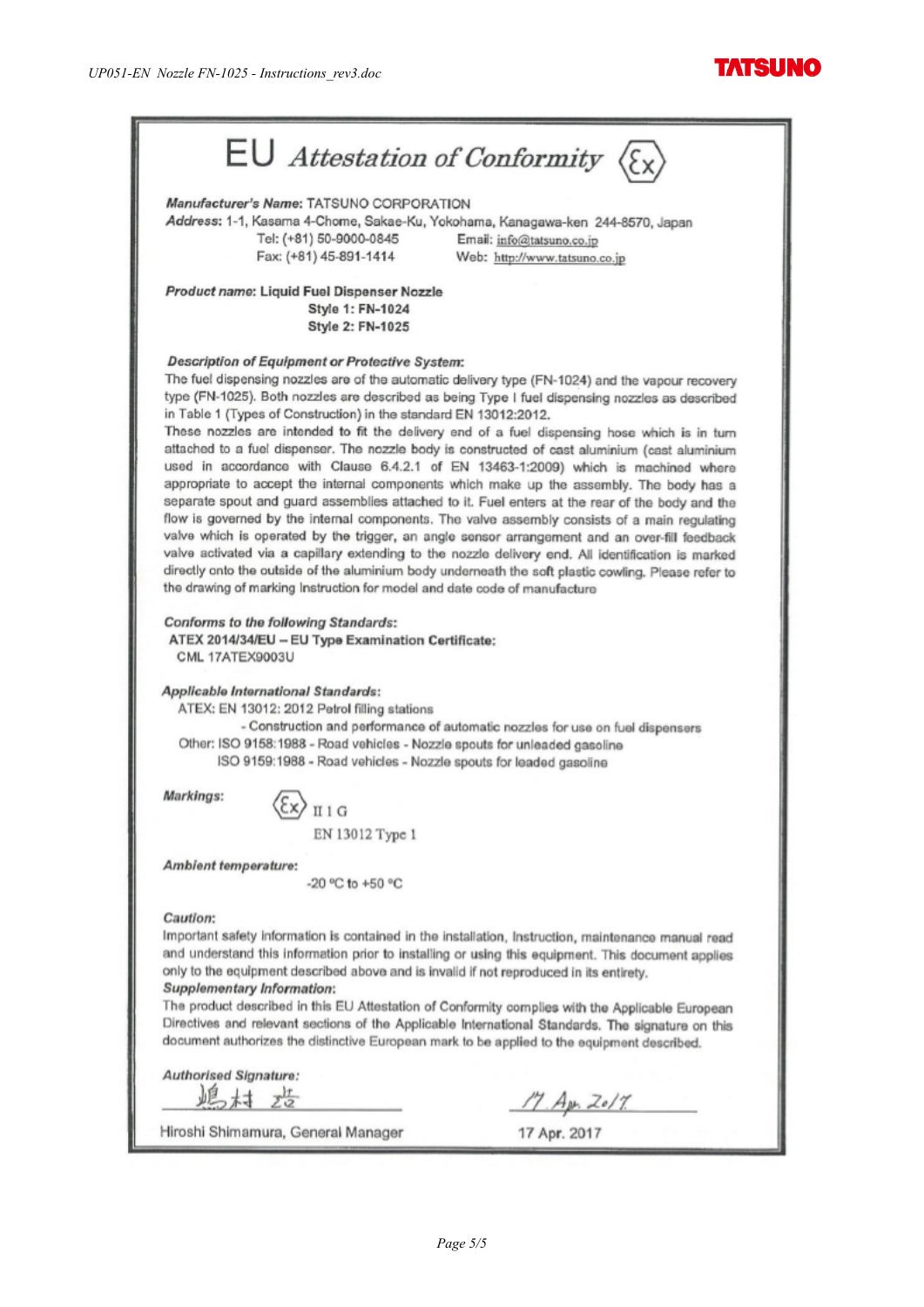# EU *Attestation of Conformity* ⟨Ex⟩

***Manufacturer's Name***: TATSUNO CORPORATION

***Address***: 1-1, Kasama 4-Chome, Sakae-Ku, Yokohama, Kanagawa-ken 244-8570, Japan

Tel: (+81) 50-9000-0845 Email: info@tatsuno.co.jp

Fax: (+81) 45-891-1414 Web: http://www.tatsuno.co.jp

***Product name***: **Liquid Fuel Dispenser Nozzle**

**Style 1: FN-1024**

**Style 2: FN-1025**

***Description of Equipment or Protective System***:

The fuel dispensing nozzles are of the automatic delivery type (FN-1024) and the vapour recovery type (FN-1025). Both nozzles are described as being Type I fuel dispensing nozzles as described in Table 1 (Types of Construction) in the standard EN 13012:2012.

These nozzles are intended to fit the delivery end of a fuel dispensing hose which is in turn attached to a fuel dispenser. The nozzle body is constructed of cast aluminium (cast aluminium used in accordance with Clause 6.4.2.1 of EN 13463-1:2009) which is machined where appropriate to accept the internal components which make up the assembly. The body has a separate spout and guard assemblies attached to it. Fuel enters at the rear of the body and the flow is governed by the internal components. The valve assembly consists of a main regulating valve which is operated by the trigger, an angle sensor arrangement and an over-fill feedback valve activated via a capillary extending to the nozzle delivery end. All identification is marked directly onto the outside of the aluminium body underneath the soft plastic cowling. Please refer to the drawing of marking Instruction for model and date code of manufacture

***Conforms to the following Standards:***

**ATEX 2014/34/EU – EU Type Examination Certificate:**

CML 17ATEX9003U

***Applicable International Standards:***

ATEX: EN 13012: 2012 Petrol filling stations

- Construction and performance of automatic nozzles for use on fuel dispensers

Other: ISO 9158:1988 - Road vehicles - Nozzle spouts for unleaded gasoline

ISO 9159:1988 - Road vehicles - Nozzle spouts for leaded gasoline

***Markings:***

⟨Ex⟩ II 1 G

EN 13012 Type 1

***Ambient temperature:***

-20 °C to +50 °C

***Caution:***

Important safety information is contained in the installation, Instruction, maintenance manual read and understand this information prior to installing or using this equipment. This document applies only to the equipment described above and is invalid if not reproduced in its entirety.

***Supplementary Information:***

The product described in this EU Attestation of Conformity complies with the Applicable European Directives and relevant sections of the Applicable International Standards. The signature on this document authorizes the distinctive European mark to be applied to the equipment described.

***Authorised Signature:***

嶋村 浩 — 17 Apr. 2017

Hiroshi Shimamura, General Manager — 17 Apr. 2017